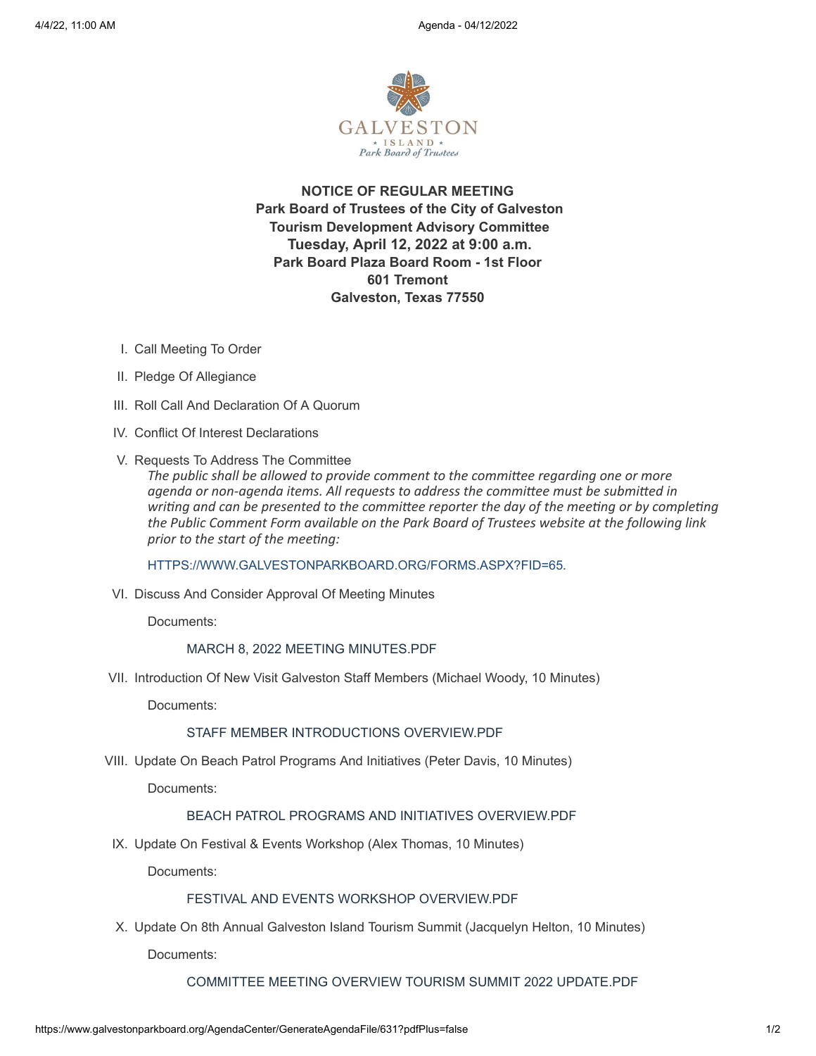**NOTICE OF REGULAR MEETING**
**Park Board of Trustees of the City of Galveston**
**Tourism Development Advisory Committee**
**Tuesday, April 12, 2022 at 9:00 a.m.**
**Park Board Plaza Board Room - 1st Floor**
**601 Tremont**
**Galveston, Texas 77550**

I. Call Meeting To Order

II. Pledge Of Allegiance

III. Roll Call And Declaration Of A Quorum

IV. Conflict Of Interest Declarations

V. Requests To Address The Committee

*The public shall be allowed to provide comment to the committee regarding one or more agenda or non-agenda items. All requests to address the committee must be submitted in writing and can be presented to the committee reporter the day of the meeting or by completing the Public Comment Form available on the Park Board of Trustees website at the following link prior to the start of the meeting:*

HTTPS://WWW.GALVESTONPARKBOARD.ORG/FORMS.ASPX?FID=65.

VI. Discuss And Consider Approval Of Meeting Minutes

Documents:

MARCH 8, 2022 MEETING MINUTES.PDF

VII. Introduction Of New Visit Galveston Staff Members (Michael Woody, 10 Minutes)

Documents:

STAFF MEMBER INTRODUCTIONS OVERVIEW.PDF

VIII. Update On Beach Patrol Programs And Initiatives (Peter Davis, 10 Minutes)

Documents:

BEACH PATROL PROGRAMS AND INITIATIVES OVERVIEW.PDF

IX. Update On Festival & Events Workshop (Alex Thomas, 10 Minutes)

Documents:

FESTIVAL AND EVENTS WORKSHOP OVERVIEW.PDF

X. Update On 8th Annual Galveston Island Tourism Summit (Jacquelyn Helton, 10 Minutes)

Documents:

COMMITTEE MEETING OVERVIEW TOURISM SUMMIT 2022 UPDATE.PDF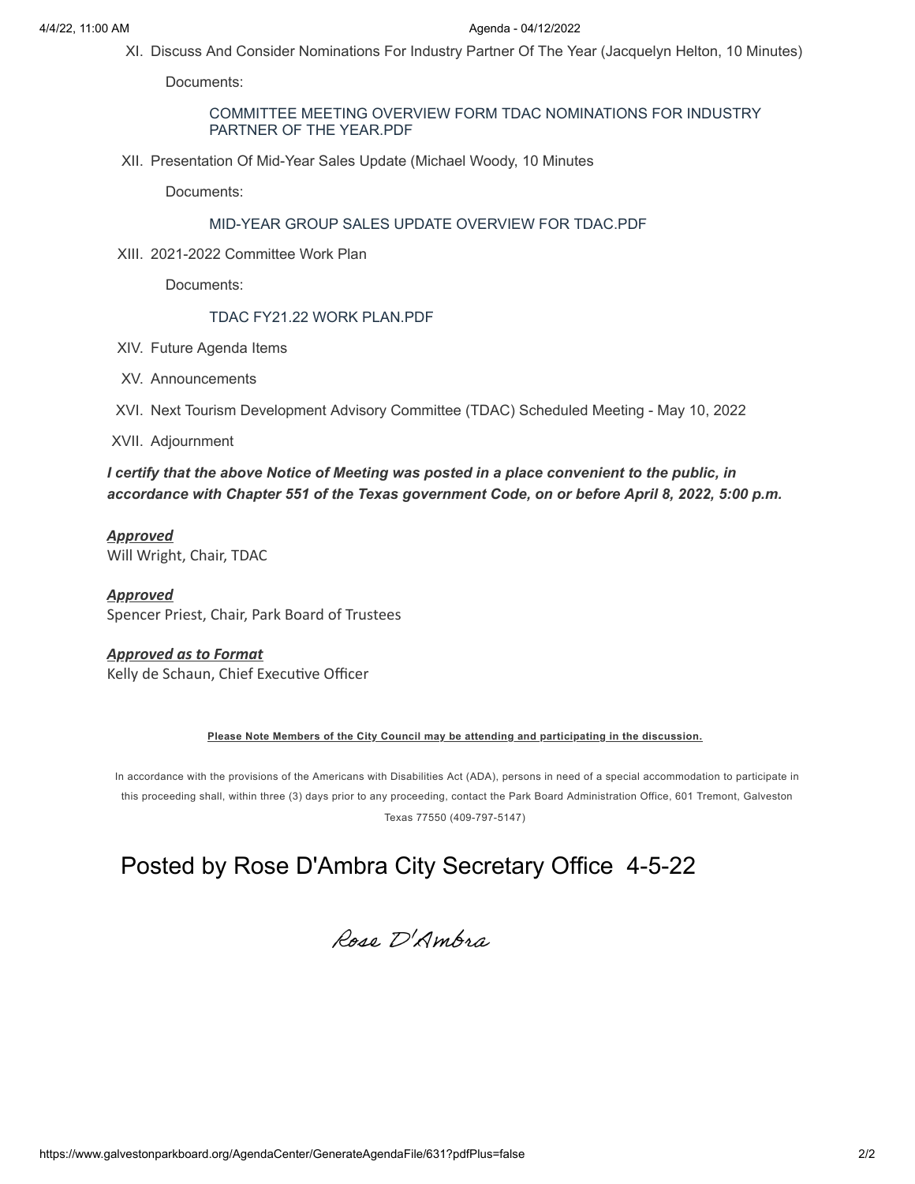XI. Discuss And Consider Nominations For Industry Partner Of The Year (Jacquelyn Helton, 10 Minutes)

Documents:

COMMITTEE MEETING OVERVIEW FORM TDAC NOMINATIONS FOR INDUSTRY PARTNER OF THE YEAR.PDF

XII. Presentation Of Mid-Year Sales Update (Michael Woody, 10 Minutes

Documents:

MID-YEAR GROUP SALES UPDATE OVERVIEW FOR TDAC.PDF

XIII. 2021-2022 Committee Work Plan

Documents:

TDAC FY21.22 WORK PLAN.PDF

XIV. Future Agenda Items

XV. Announcements

XVI. Next Tourism Development Advisory Committee (TDAC) Scheduled Meeting - May 10, 2022

XVII. Adjournment

***I certify that the above Notice of Meeting was posted in a place convenient to the public, in accordance with Chapter 551 of the Texas government Code, on or before April 8, 2022, 5:00 p.m.***

***Approved***
Will Wright, Chair, TDAC

***Approved***
Spencer Priest, Chair, Park Board of Trustees

***Approved as to Format***
Kelly de Schaun, Chief Executive Officer

**Please Note Members of the City Council may be attending and participating in the discussion.**

In accordance with the provisions of the Americans with Disabilities Act (ADA), persons in need of a special accommodation to participate in this proceeding shall, within three (3) days prior to any proceeding, contact the Park Board Administration Office, 601 Tremont, Galveston Texas 77550 (409-797-5147)

Posted by Rose D'Ambra City Secretary Office 4-5-22

Rose D'Ambra